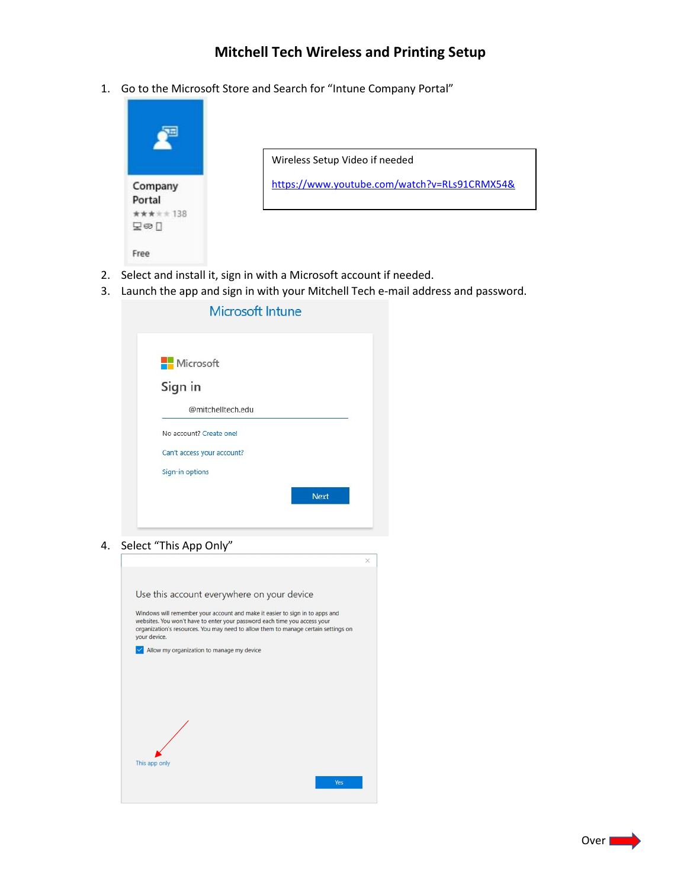# Mitchell Tech Wireless and Printing Setup

1. Go to the Microsoft Store and Search for "Intune Company Portal"

Company Portal

Free

Wireless Setup Video if needed

https://www.youtube.com/watch?v=RLs91CRMX54&

2. Select and install it, sign in with a Microsoft account if needed.
3. Launch the app and sign in with your Mitchell Tech e-mail address and password.

Microsoft Intune

Microsoft

Sign in

@mitchelltech.edu

No account? Create one!

Can't access your account?

Sign-in options

Next

4. Select "This App Only"

Use this account everywhere on your device

Windows will remember your account and make it easier to sign in to apps and websites. You won't have to enter your password each time you access your organization's resources. You may need to allow them to manage certain settings on your device.

Allow my organization to manage my device

This app only

Yes

Over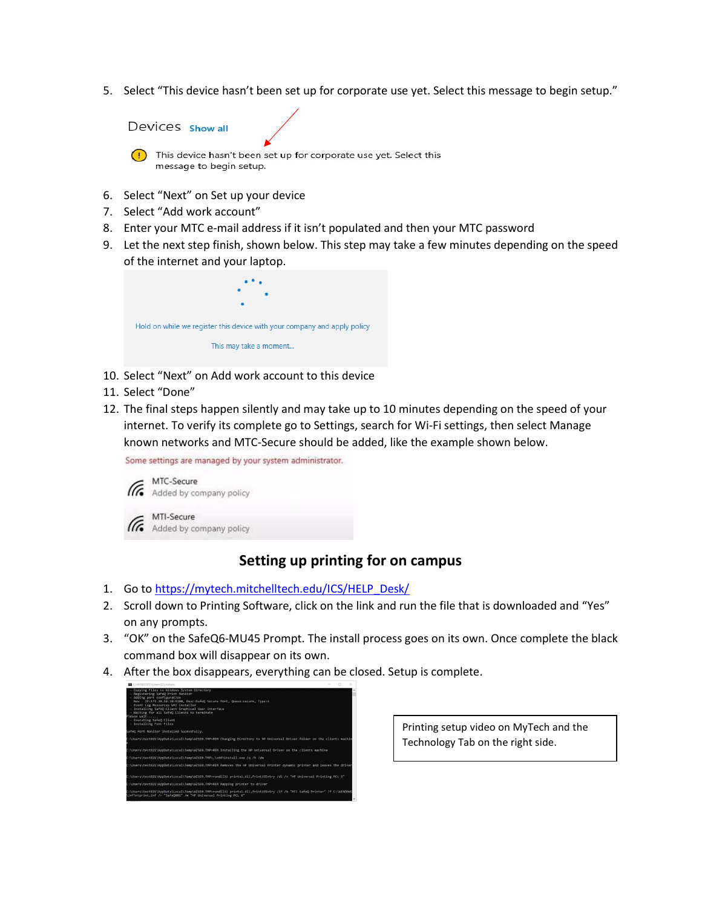5. Select "This device hasn't been set up for corporate use yet. Select this message to begin setup."

6. Select "Next" on Set up your device
7. Select "Add work account"
8. Enter your MTC e-mail address if it isn't populated and then your MTC password
9. Let the next step finish, shown below. This step may take a few minutes depending on the speed of the internet and your laptop.

10. Select "Next" on Add work account to this device
11. Select "Done"
12. The final steps happen silently and may take up to 10 minutes depending on the speed of your internet. To verify its complete go to Settings, search for Wi-Fi settings, then select Manage known networks and MTC-Secure should be added, like the example shown below.

## Setting up printing for on campus

1. Go to https://mytech.mitchelltech.edu/ICS/HELP_Desk/
2. Scroll down to Printing Software, click on the link and run the file that is downloaded and "Yes" on any prompts.
3. "OK" on the SafeQ6-MU45 Prompt. The install process goes on its own. Once complete the black command box will disappear on its own.
4. After the box disappears, everything can be closed. Setup is complete.

Printing setup video on MyTech and the Technology Tab on the right side.